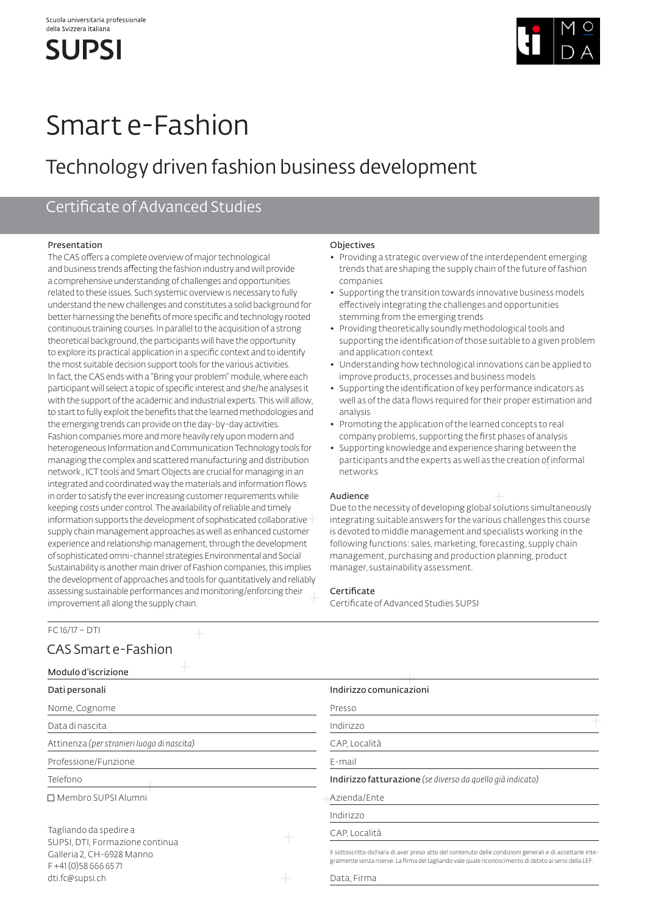Scuola universitaria professionale
della Svizzera italiana

SUPSI

# Smart e-Fashion

## Technology driven fashion business development

### Certificate of Advanced Studies

**Presentation**

The CAS offers a complete overview of major technological and business trends affecting the fashion industry and will provide a comprehensive understanding of challenges and opportunities related to these issues. Such systemic overview is necessary to fully understand the new challenges and constitutes a solid background for better harnessing the benefits of more specific and technology rooted continuous training courses. In parallel to the acquisition of a strong theoretical background, the participants will have the opportunity to explore its practical application in a specific context and to identify the most suitable decision support tools for the various activities. In fact, the CAS ends with a "Bring your problem" module, where each participant will select a topic of specific interest and she/he analyses it with the support of the academic and industrial experts. This will allow, to start to fully exploit the benefits that the learned methodologies and the emerging trends can provide on the day-by-day activities. Fashion companies more and more heavily rely upon modern and heterogeneous Information and Communication Technology tools for managing the complex and scattered manufacturing and distribution network., ICT tools and Smart Objects are crucial for managing in an integrated and coordinated way the materials and information flows in order to satisfy the ever increasing customer requirements while keeping costs under control. The availability of reliable and timely information supports the development of sophisticated collaborative supply chain management approaches as well as enhanced customer experience and relationship management, through the development of sophisticated omni-channel strategies.Environmental and Social Sustainability is another main driver of Fashion companies, this implies the development of approaches and tools for quantitatively and reliably assessing sustainable performances and monitoring/enforcing their improvement all along the supply chain.

**Objectives**

- Providing a strategic overview of the interdependent emerging trends that are shaping the supply chain of the future of fashion companies
- Supporting the transition towards innovative business models effectively integrating the challenges and opportunities stemming from the emerging trends
- Providing theoretically soundly methodological tools and supporting the identification of those suitable to a given problem and application context
- Understanding how technological innovations can be applied to improve products, processes and business models
- Supporting the identification of key performance indicators as well as of the data flows required for their proper estimation and analysis
- Promoting the application of the learned concepts to real company problems, supporting the first phases of analysis
- Supporting knowledge and experience sharing between the participants and the experts as well as the creation of informal networks

**Audience**

Due to the necessity of developing global solutions simultaneously integrating suitable answers for the various challenges this course is devoted to middle management and specialists working in the following functions: sales, marketing, forecasting, supply chain management, purchasing and production planning, product manager, sustainability assessment.

**Certificate**

Certificate of Advanced Studies SUPSI

---

FC 16/17 – DTI

## CAS Smart e-Fashion

**Modulo d'iscrizione**

**Dati personali**

Nome, Cognome

Data di nascita

Attinenza *(per stranieri luogo di nascita)*

Professione/Funzione

Telefono

☐ Membro SUPSI Alumni

Tagliando da spedire a
SUPSI, DTI, Formazione continua
Galleria 2, CH-6928 Manno
F +41 (0)58 666 65 71
dti.fc@supsi.ch

**Indirizzo comunicazioni**

Presso

Indirizzo

CAP, Località

E-mail

**Indirizzo fatturazione** *(se diverso da quello già indicato)*

Azienda/Ente

Indirizzo

CAP, Località

Il sottoscritto dichiara di aver preso atto del contenuto delle condizioni generali e di accettarle integralmente senza riserve. La firma del tagliando vale quale riconoscimento di debito ai sensi della LEF.

Data, Firma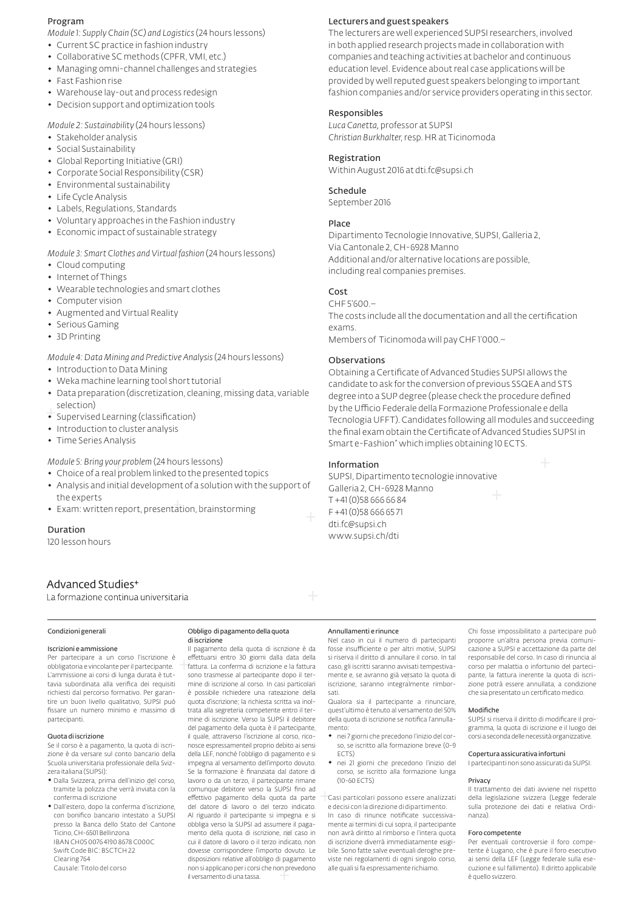## Program

*Module 1: Supply Chain (SC) and Logistics* (24 hours lessons)

- Current SC practice in fashion industry
- Collaborative SC methods (CPFR, VMI, etc.)
- Managing omni-channel challenges and strategies
- Fast Fashion rise
- Warehouse lay-out and process redesign
- Decision support and optimization tools

*Module 2: Sustainability* (24 hours lessons)

- Stakeholder analysis
- Social Sustainability
- Global Reporting Initiative (GRI)
- Corporate Social Responsibility (CSR)
- Environmental sustainability
- Life Cycle Analysis
- Labels, Regulations, Standards
- Voluntary approaches in the Fashion industry
- Economic impact of sustainable strategy

*Module 3: Smart Clothes and Virtual fashion* (24 hours lessons)

- Cloud computing
- Internet of Things
- Wearable technologies and smart clothes
- Computer vision
- Augmented and Virtual Reality
- Serious Gaming
- 3D Printing

*Module 4: Data Mining and Predictive Analysis* (24 hours lessons)

- Introduction to Data Mining
- Weka machine learning tool short tutorial
- Data preparation (discretization, cleaning, missing data, variable selection)
- Supervised Learning (classification)
- Introduction to cluster analysis
- Time Series Analysis

*Module 5: Bring your problem* (24 hours lessons)

- Choice of a real problem linked to the presented topics
- Analysis and initial development of a solution with the support of the experts
- Exam: written report, presentation, brainstorming

## Duration

120 lesson hours

## Lecturers and guest speakers

The lecturers are well experienced SUPSI researchers, involved in both applied research projects made in collaboration with companies and teaching activities at bachelor and continuous education level. Evidence about real case applications will be provided by well reputed guest speakers belonging to important fashion companies and/or service providers operating in this sector.

## Responsibles

*Luca Canetta*, professor at SUPSI
*Christian Burkhalter*, resp. HR at Ticinomoda

## Registration

Within August 2016 at dti.fc@supsi.ch

## Schedule

September 2016

## Place

Dipartimento Tecnologie Innovative, SUPSI, Galleria 2, Via Cantonale 2, CH-6928 Manno
Additional and/or alternative locations are possible, including real companies premises.

## Cost

CHF 5'600.–
The costs include all the documentation and all the certification exams.
Members of Ticinomoda will pay CHF 1'000.–

## Observations

Obtaining a Certificate of Advanced Studies SUPSI allows the candidate to ask for the conversion of previous SSQEA and STS degree into a SUP degree (please check the procedure defined by the Ufficio Federale della Formazione Professionale e della Tecnologia UFFT). Candidates following all modules and succeeding the final exam obtain the Certificate of Advanced Studies SUPSI in Smart e-Fashion" which implies obtaining 10 ECTS.

## Information

SUPSI, Dipartimento tecnologie innovative
Galleria 2, CH-6928 Manno
T +41 (0)58 666 66 84
F +41 (0)58 666 65 71
dti.fc@supsi.ch
www.supsi.ch/dti

# Advanced Studies+

La formazione continua universitaria

### Condizioni generali

#### Iscrizioni e ammissione

Per partecipare a un corso l'iscrizione è obbligatoria e vincolante per il partecipante. L'ammissione ai corsi di lunga durata è tuttavia subordinata alla verifica dei requisiti richiesti dal percorso formativo. Per garantire un buon livello qualitativo, SUPSI può fissare un numero minimo e massimo di partecipanti.

#### Quota di iscrizione

Se il corso è a pagamento, la quota di iscrizione è da versare sul conto bancario della Scuola universitaria professionale della Svizzera italiana (SUPSI):

- Dalla Svizzera, prima dell'inizio del corso, tramite la polizza che verrà inviata con la conferma di iscrizione
- Dall'estero, dopo la conferma d'iscrizione, con bonifico bancario intestato a SUPSI presso la Banca dello Stato del Cantone Ticino, CH-6501 Bellinzona
  IBAN CH05 0076 4190 8678 C000C
  Swift Code BIC: BSCTCH 22
  Clearing 764
  Causale: Titolo del corso

#### Obbligo di pagamento della quota di iscrizione

Il pagamento della quota di iscrizione è da effettuarsi entro 30 giorni dalla data della fattura. La conferma di iscrizione e la fattura sono trasmesse al partecipante dopo il termine di iscrizione al corso. In casi particolari è possibile richiedere una rateazione della quota d'iscrizione; la richiesta scritta va inoltrata alla segreteria competente entro il termine di iscrizione. Verso la SUPSI il debitore del pagamento della quota è il partecipante, il quale, attraverso l'iscrizione al corso, riconosce espressamenteil proprio debito ai sensi della LEF, nonché l'obbligo di pagamento e si impegna al versamento dell'importo dovuto. Se la formazione è finanziata dal datore di lavoro o da un terzo, il partecipante rimane comunque debitore verso la SUPSI fino ad effettivo pagamento della quota da parte del datore di lavoro o del terzo indicato. Al riguardo il partecipante si impegna e si obbliga verso la SUPSI ad assumere il pagamento della quota di iscrizione, nel caso in cui il datore di lavoro o il terzo indicato, non dovesse corrispondere l'importo dovuto. Le disposizioni relative all'obbligo di pagamento non si applicano per i corsi che non prevedono il versamento di una tassa.

#### Annullamenti e rinunce

Nel caso in cui il numero di partecipanti fosse insufficiente o per altri motivi, SUPSI si riserva il diritto di annullare il corso. In tal caso, gli iscritti saranno avvisati tempestivamente e, se avranno già versato la quota di iscrizione, saranno integralmente rimborsati.

Qualora sia il partecipante a rinunciare, quest'ultimo è tenuto al versamento del 50% della quota di iscrizione se notifica l'annullamento:

- nei 7 giorni che precedono l'inizio del corso, se iscritto alla formazione breve (0-9 ECTS)
- nei 21 giorni che precedono l'inizio del corso, se iscritto alla formazione lunga (10-60 ECTS)

Casi particolari possono essere analizzati e decisi con la direzione di dipartimento.
In caso di rinunce notificate successivamente ai termini di cui sopra, il partecipante non avrà diritto al rimborso e l'intera quota di iscrizione diverrà immediatamente esigibile. Sono fatte salve eventuali deroghe previste nei regolamenti di ogni singolo corso, alle quali si fa espressamente richiamo.

Chi fosse impossibilitato a partecipare può proporre un'altra persona previa comunicazione a SUPSI e accettazione da parte del responsabile del corso. In caso di rinuncia al corso per malattia o infortunio del partecipante, la fattura inerente la quota di iscrizione potrà essere annullata, a condizione che sia presentato un certificato medico.

#### Modifiche

SUPSI si riserva il diritto di modificare il programma, la quota di iscrizione e il luogo dei corsi a seconda delle necessità organizzative.

#### Copertura assicurativa infortuni

I partecipanti non sono assicurati da SUPSI.

#### Privacy

Il trattamento dei dati avviene nel rispetto della legislazione svizzera (Legge federale sulla protezione dei dati e relativa Ordinanza).

#### Foro competente

Per eventuali controversie il foro competente è Lugano, che è pure il foro esecutivo ai sensi della LEF (Legge federale sulla esecuzione e sul fallimento). Il diritto applicabile è quello svizzero.